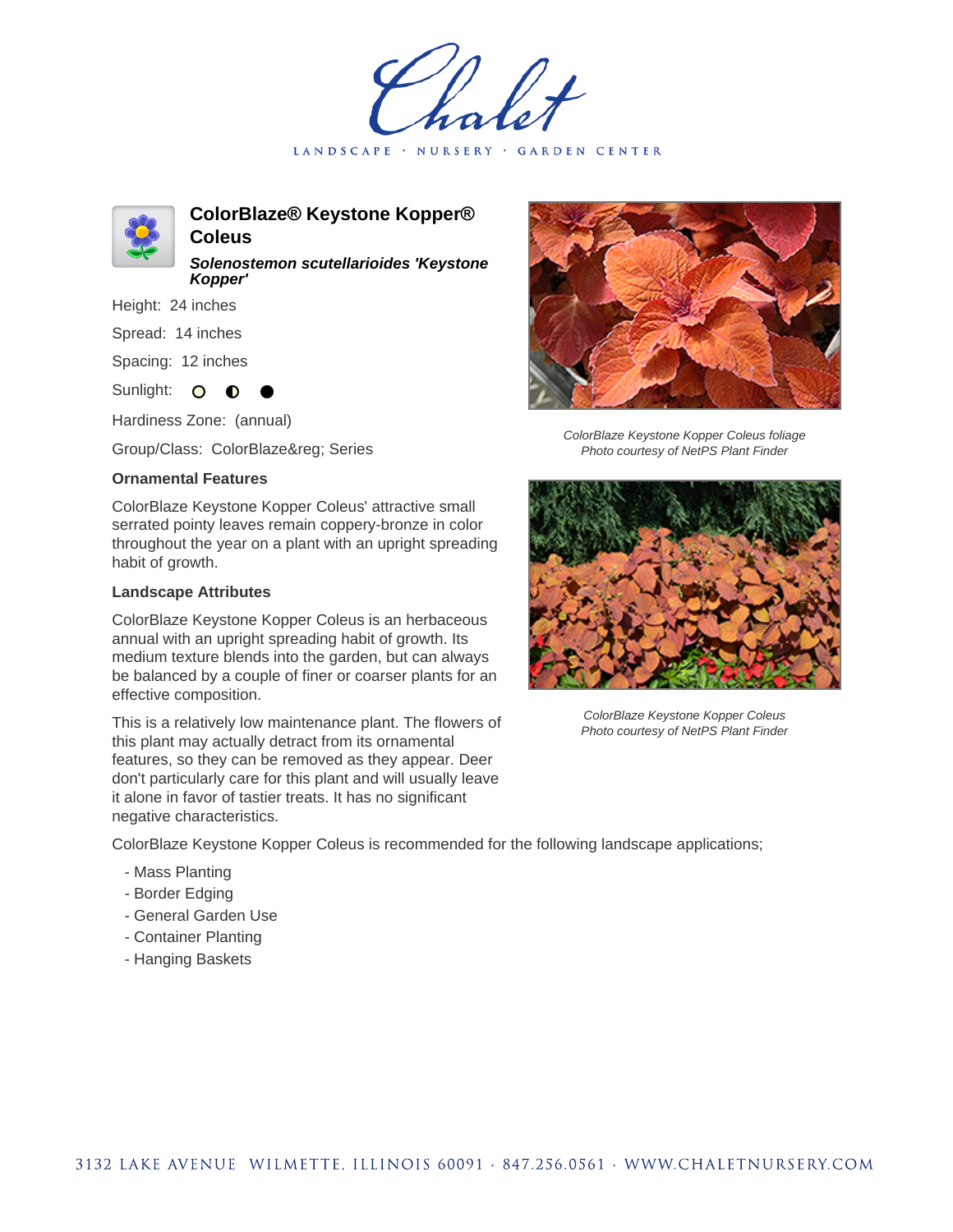Chalet

LANDSCAPE · NURSERY · GARDEN CENTER

# ColorBlaze® Keystone Kopper® Coleus

***Solenostemon scutellarioides 'Keystone Kopper'***

Height: 24 inches

Spread: 14 inches

Spacing: 12 inches

Sunlight: ○ ◐ ●

Hardiness Zone: (annual)

Group/Class: ColorBlaze&reg; Series

### Ornamental Features

ColorBlaze Keystone Kopper Coleus' attractive small serrated pointy leaves remain coppery-bronze in color throughout the year on a plant with an upright spreading habit of growth.

### Landscape Attributes

ColorBlaze Keystone Kopper Coleus is an herbaceous annual with an upright spreading habit of growth. Its medium texture blends into the garden, but can always be balanced by a couple of finer or coarser plants for an effective composition.

This is a relatively low maintenance plant. The flowers of this plant may actually detract from its ornamental features, so they can be removed as they appear. Deer don't particularly care for this plant and will usually leave it alone in favor of tastier treats. It has no significant negative characteristics.

ColorBlaze Keystone Kopper Coleus is recommended for the following landscape applications;

- Mass Planting
- Border Edging
- General Garden Use
- Container Planting
- Hanging Baskets

*ColorBlaze Keystone Kopper Coleus foliage*
*Photo courtesy of NetPS Plant Finder*

*ColorBlaze Keystone Kopper Coleus*
*Photo courtesy of NetPS Plant Finder*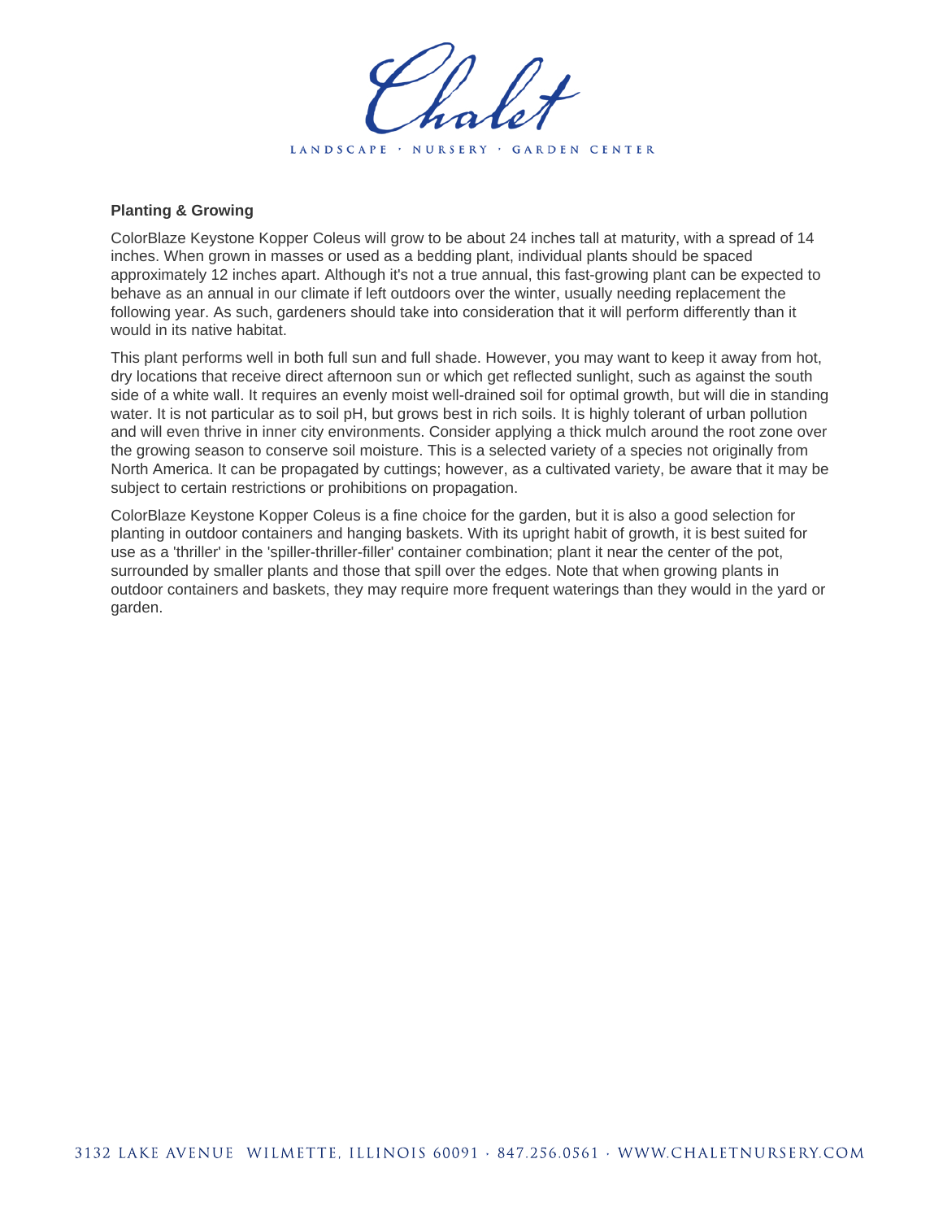### Planting & Growing

ColorBlaze Keystone Kopper Coleus will grow to be about 24 inches tall at maturity, with a spread of 14 inches. When grown in masses or used as a bedding plant, individual plants should be spaced approximately 12 inches apart. Although it's not a true annual, this fast-growing plant can be expected to behave as an annual in our climate if left outdoors over the winter, usually needing replacement the following year. As such, gardeners should take into consideration that it will perform differently than it would in its native habitat.

This plant performs well in both full sun and full shade. However, you may want to keep it away from hot, dry locations that receive direct afternoon sun or which get reflected sunlight, such as against the south side of a white wall. It requires an evenly moist well-drained soil for optimal growth, but will die in standing water. It is not particular as to soil pH, but grows best in rich soils. It is highly tolerant of urban pollution and will even thrive in inner city environments. Consider applying a thick mulch around the root zone over the growing season to conserve soil moisture. This is a selected variety of a species not originally from North America. It can be propagated by cuttings; however, as a cultivated variety, be aware that it may be subject to certain restrictions or prohibitions on propagation.

ColorBlaze Keystone Kopper Coleus is a fine choice for the garden, but it is also a good selection for planting in outdoor containers and hanging baskets. With its upright habit of growth, it is best suited for use as a 'thriller' in the 'spiller-thriller-filler' container combination; plant it near the center of the pot, surrounded by smaller plants and those that spill over the edges. Note that when growing plants in outdoor containers and baskets, they may require more frequent waterings than they would in the yard or garden.